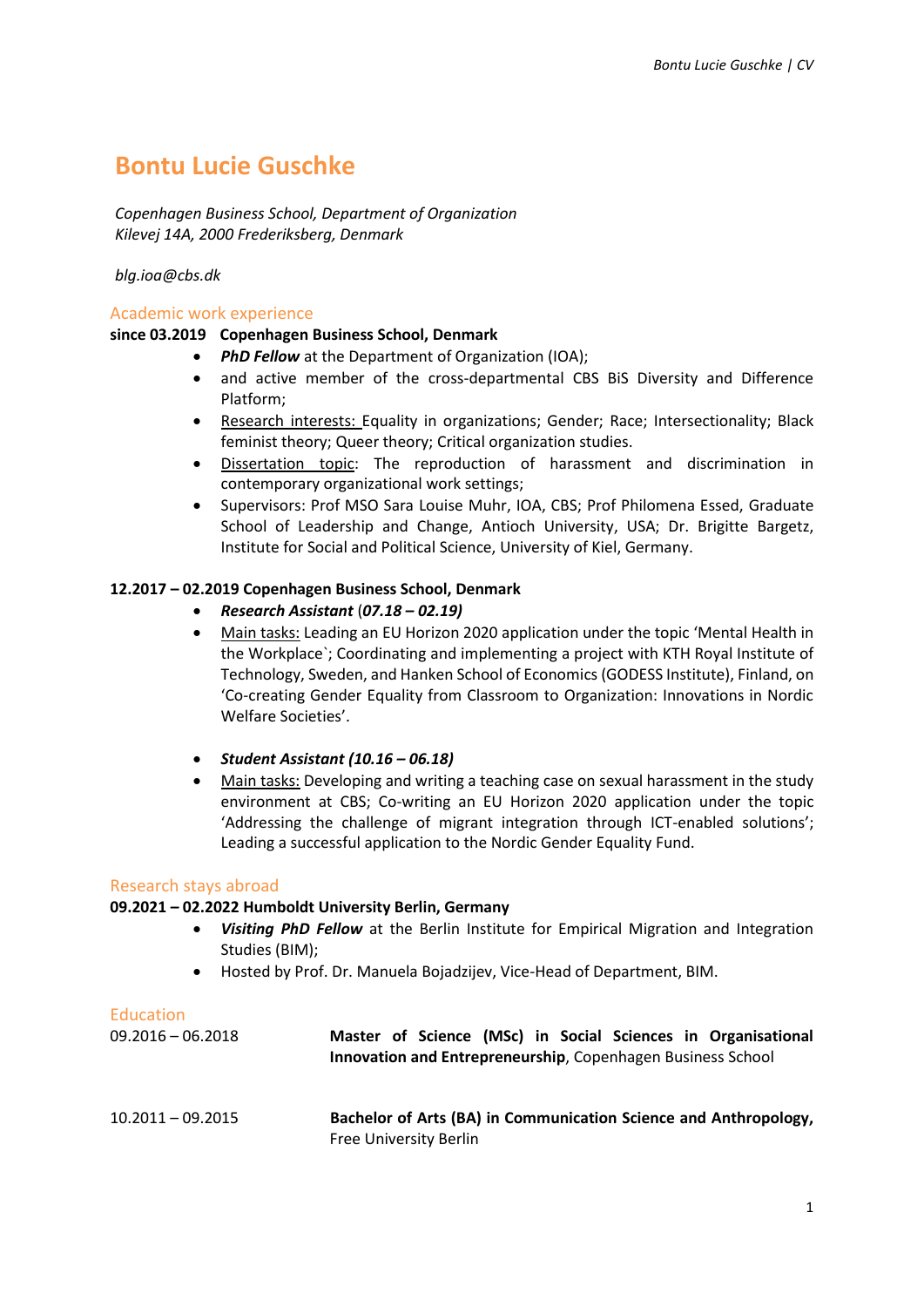# Bontu Lucie Guschke

*Copenhagen Business School, Department of Organization*
*Kilevej 14A, 2000 Frederiksberg, Denmark*

*blg.ioa@cbs.dk*

## Academic work experience

**since 03.2019 Copenhagen Business School, Denmark**

- ***PhD Fellow*** at the Department of Organization (IOA);
- and active member of the cross-departmental CBS BiS Diversity and Difference Platform;
- Research interests: Equality in organizations; Gender; Race; Intersectionality; Black feminist theory; Queer theory; Critical organization studies.
- Dissertation topic: The reproduction of harassment and discrimination in contemporary organizational work settings;
- Supervisors: Prof MSO Sara Louise Muhr, IOA, CBS; Prof Philomena Essed, Graduate School of Leadership and Change, Antioch University, USA; Dr. Brigitte Bargetz, Institute for Social and Political Science, University of Kiel, Germany.

**12.2017 – 02.2019 Copenhagen Business School, Denmark**

- ***Research Assistant*** (***07.18 – 02.19)***
- Main tasks: Leading an EU Horizon 2020 application under the topic 'Mental Health in the Workplace`; Coordinating and implementing a project with KTH Royal Institute of Technology, Sweden, and Hanken School of Economics (GODESS Institute), Finland, on 'Co-creating Gender Equality from Classroom to Organization: Innovations in Nordic Welfare Societies'.

- ***Student Assistant (10.16 – 06.18)***
- Main tasks: Developing and writing a teaching case on sexual harassment in the study environment at CBS; Co-writing an EU Horizon 2020 application under the topic 'Addressing the challenge of migrant integration through ICT-enabled solutions'; Leading a successful application to the Nordic Gender Equality Fund.

## Research stays abroad

**09.2021 – 02.2022 Humboldt University Berlin, Germany**

- ***Visiting PhD Fellow*** at the Berlin Institute for Empirical Migration and Integration Studies (BIM);
- Hosted by Prof. Dr. Manuela Bojadzijev, Vice-Head of Department, BIM.

## Education

09.2016 – 06.2018 **Master of Science (MSc) in Social Sciences in Organisational Innovation and Entrepreneurship**, Copenhagen Business School

10.2011 – 09.2015 **Bachelor of Arts (BA) in Communication Science and Anthropology,** Free University Berlin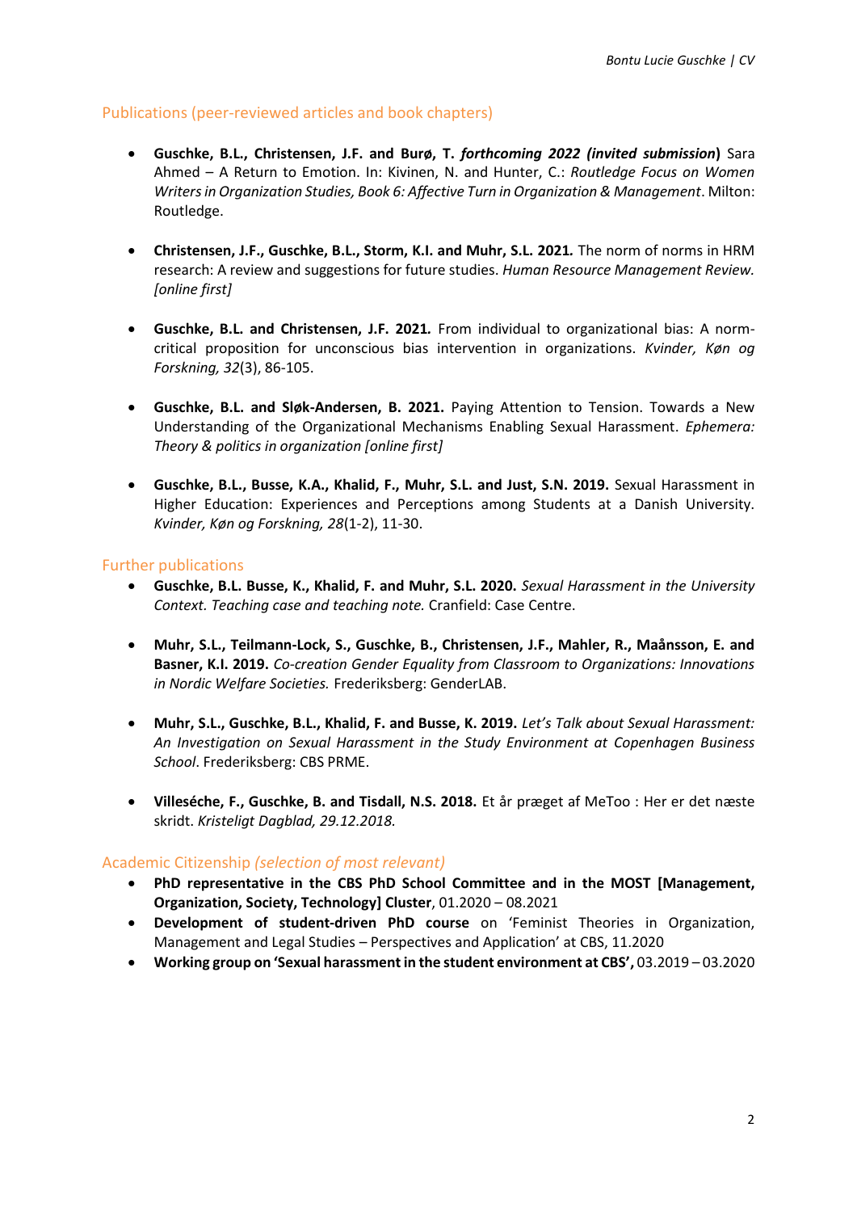## Publications (peer-reviewed articles and book chapters)

- **Guschke, B.L., Christensen, J.F. and Burø, T.** ***forthcoming 2022 (invited submission)*** Sara Ahmed – A Return to Emotion. In: Kivinen, N. and Hunter, C.: *Routledge Focus on Women Writers in Organization Studies, Book 6: Affective Turn in Organization & Management*. Milton: Routledge.

- **Christensen, J.F., Guschke, B.L., Storm, K.I. and Muhr, S.L. 2021.** The norm of norms in HRM research: A review and suggestions for future studies. *Human Resource Management Review. [online first]*

- **Guschke, B.L. and Christensen, J.F. 2021.** From individual to organizational bias: A norm-critical proposition for unconscious bias intervention in organizations. *Kvinder, Køn og Forskning, 32*(3), 86-105.

- **Guschke, B.L. and Sløk-Andersen, B. 2021.** Paying Attention to Tension. Towards a New Understanding of the Organizational Mechanisms Enabling Sexual Harassment. *Ephemera: Theory & politics in organization [online first]*

- **Guschke, B.L., Busse, K.A., Khalid, F., Muhr, S.L. and Just, S.N. 2019.** Sexual Harassment in Higher Education: Experiences and Perceptions among Students at a Danish University. *Kvinder, Køn og Forskning, 28*(1-2), 11-30.

## Further publications

- **Guschke, B.L. Busse, K., Khalid, F. and Muhr, S.L. 2020.** *Sexual Harassment in the University Context. Teaching case and teaching note.* Cranfield: Case Centre.

- **Muhr, S.L., Teilmann-Lock, S., Guschke, B., Christensen, J.F., Mahler, R., Maånsson, E. and Basner, K.I. 2019.** *Co-creation Gender Equality from Classroom to Organizations: Innovations in Nordic Welfare Societies.* Frederiksberg: GenderLAB.

- **Muhr, S.L., Guschke, B.L., Khalid, F. and Busse, K. 2019.** *Let's Talk about Sexual Harassment: An Investigation on Sexual Harassment in the Study Environment at Copenhagen Business School*. Frederiksberg: CBS PRME.

- **Villeséche, F., Guschke, B. and Tisdall, N.S. 2018.** Et år præget af MeToo : Her er det næste skridt. *Kristeligt Dagblad, 29.12.2018.*

## Academic Citizenship *(selection of most relevant)*

- **PhD representative in the CBS PhD School Committee and in the MOST [Management, Organization, Society, Technology] Cluster**, 01.2020 – 08.2021
- **Development of student-driven PhD course** on 'Feminist Theories in Organization, Management and Legal Studies – Perspectives and Application' at CBS, 11.2020
- **Working group on 'Sexual harassment in the student environment at CBS',** 03.2019 – 03.2020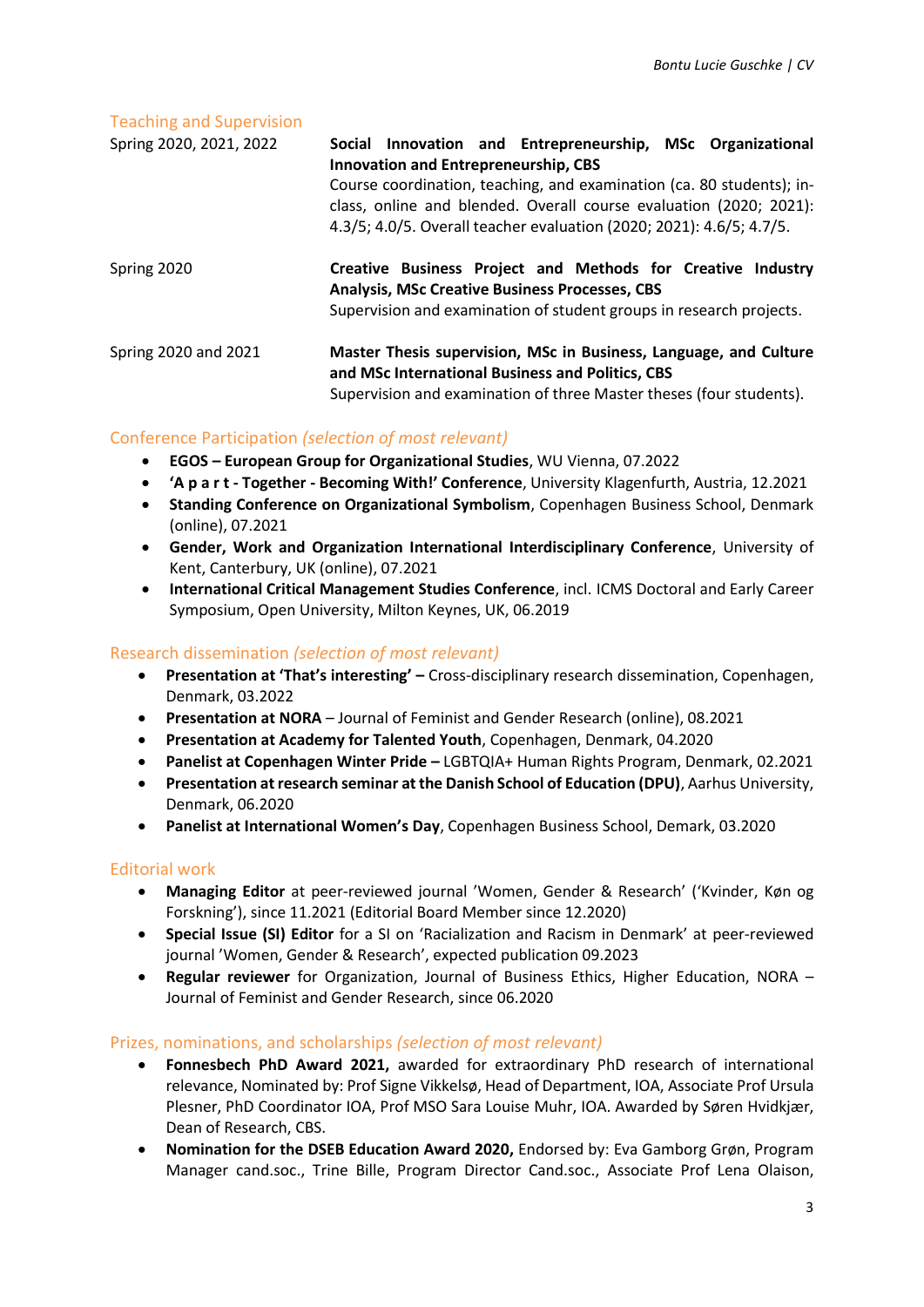## Teaching and Supervision

| | |
|---|---|
| Spring 2020, 2021, 2022 | **Social Innovation and Entrepreneurship, MSc Organizational Innovation and Entrepreneurship, CBS**<br>Course coordination, teaching, and examination (ca. 80 students); in-class, online and blended. Overall course evaluation (2020; 2021): 4.3/5; 4.0/5. Overall teacher evaluation (2020; 2021): 4.6/5; 4.7/5. |
| Spring 2020 | **Creative Business Project and Methods for Creative Industry Analysis, MSc Creative Business Processes, CBS**<br>Supervision and examination of student groups in research projects. |
| Spring 2020 and 2021 | **Master Thesis supervision, MSc in Business, Language, and Culture and MSc International Business and Politics, CBS**<br>Supervision and examination of three Master theses (four students). |

## Conference Participation *(selection of most relevant)*

- **EGOS – European Group for Organizational Studies**, WU Vienna, 07.2022
- **'A p a r t - Together - Becoming With!' Conference**, University Klagenfurth, Austria, 12.2021
- **Standing Conference on Organizational Symbolism**, Copenhagen Business School, Denmark (online), 07.2021
- **Gender, Work and Organization International Interdisciplinary Conference**, University of Kent, Canterbury, UK (online), 07.2021
- **International Critical Management Studies Conference**, incl. ICMS Doctoral and Early Career Symposium, Open University, Milton Keynes, UK, 06.2019

## Research dissemination *(selection of most relevant)*

- **Presentation at 'That's interesting' –** Cross-disciplinary research dissemination, Copenhagen, Denmark, 03.2022
- **Presentation at NORA** – Journal of Feminist and Gender Research (online), 08.2021
- **Presentation at Academy for Talented Youth**, Copenhagen, Denmark, 04.2020
- **Panelist at Copenhagen Winter Pride –** LGBTQIA+ Human Rights Program, Denmark, 02.2021
- **Presentation at research seminar at the Danish School of Education (DPU)**, Aarhus University, Denmark, 06.2020
- **Panelist at International Women's Day**, Copenhagen Business School, Demark, 03.2020

## Editorial work

- **Managing Editor** at peer-reviewed journal 'Women, Gender & Research' ('Kvinder, Køn og Forskning'), since 11.2021 (Editorial Board Member since 12.2020)
- **Special Issue (SI) Editor** for a SI on 'Racialization and Racism in Denmark' at peer-reviewed journal 'Women, Gender & Research', expected publication 09.2023
- **Regular reviewer** for Organization, Journal of Business Ethics, Higher Education, NORA – Journal of Feminist and Gender Research, since 06.2020

## Prizes, nominations, and scholarships *(selection of most relevant)*

- **Fonnesbech PhD Award 2021,** awarded for extraordinary PhD research of international relevance, Nominated by: Prof Signe Vikkelsø, Head of Department, IOA, Associate Prof Ursula Plesner, PhD Coordinator IOA, Prof MSO Sara Louise Muhr, IOA. Awarded by Søren Hvidkjær, Dean of Research, CBS.
- **Nomination for the DSEB Education Award 2020,** Endorsed by: Eva Gamborg Grøn, Program Manager cand.soc., Trine Bille, Program Director Cand.soc., Associate Prof Lena Olaison,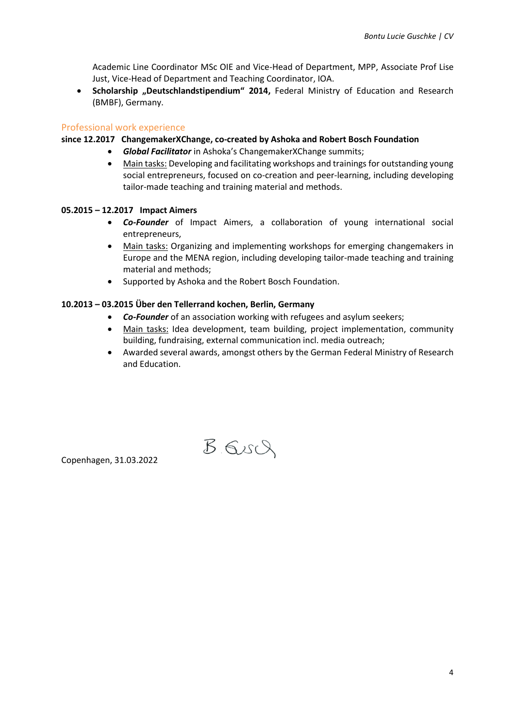Academic Line Coordinator MSc OIE and Vice-Head of Department, MPP, Associate Prof Lise Just, Vice-Head of Department and Teaching Coordinator, IOA.

- **Scholarship „Deutschlandstipendium" 2014,** Federal Ministry of Education and Research (BMBF), Germany.

## Professional work experience

**since 12.2017 ChangemakerXChange, co-created by Ashoka and Robert Bosch Foundation**

- ***Global Facilitator*** in Ashoka's ChangemakerXChange summits;
- <u>Main tasks:</u> Developing and facilitating workshops and trainings for outstanding young social entrepreneurs, focused on co-creation and peer-learning, including developing tailor-made teaching and training material and methods.

**05.2015 – 12.2017 Impact Aimers**

- ***Co-Founder*** of Impact Aimers, a collaboration of young international social entrepreneurs,
- <u>Main tasks:</u> Organizing and implementing workshops for emerging changemakers in Europe and the MENA region, including developing tailor-made teaching and training material and methods;
- Supported by Ashoka and the Robert Bosch Foundation.

**10.2013 – 03.2015 Über den Tellerrand kochen, Berlin, Germany**

- ***Co-Founder*** of an association working with refugees and asylum seekers;
- <u>Main tasks:</u> Idea development, team building, project implementation, community building, fundraising, external communication incl. media outreach;
- Awarded several awards, amongst others by the German Federal Ministry of Research and Education.

Copenhagen, 31.03.2022